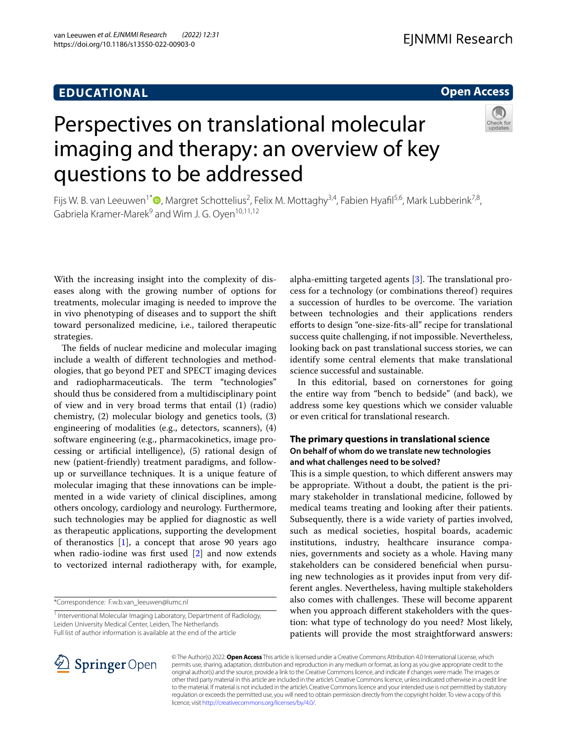EDUCATIONAL

Open Access

# Perspectives on translational molecular imaging and therapy: an overview of key questions to be addressed

Fijs W. B. van Leeuwen[1*], Margret Schottelius[2], Felix M. Mottaghy[3,4], Fabien Hyafil[5,6], Mark Lubberink[7,8], Gabriela Kramer-Marek[9] and Wim J. G. Oyen[10,11,12]

With the increasing insight into the complexity of diseases along with the growing number of options for treatments, molecular imaging is needed to improve the in vivo phenotyping of diseases and to support the shift toward personalized medicine, i.e., tailored therapeutic strategies.

The fields of nuclear medicine and molecular imaging include a wealth of different technologies and methodologies, that go beyond PET and SPECT imaging devices and radiopharmaceuticals. The term "technologies" should thus be considered from a multidisciplinary point of view and in very broad terms that entail (1) (radio) chemistry, (2) molecular biology and genetics tools, (3) engineering of modalities (e.g., detectors, scanners), (4) software engineering (e.g., pharmacokinetics, image processing or artificial intelligence), (5) rational design of new (patient-friendly) treatment paradigms, and follow-up or surveillance techniques. It is a unique feature of molecular imaging that these innovations can be implemented in a wide variety of clinical disciplines, among others oncology, cardiology and neurology. Furthermore, such technologies may be applied for diagnostic as well as therapeutic applications, supporting the development of theranostics [1], a concept that arose 90 years ago when radio-iodine was first used [2] and now extends to vectorized internal radiotherapy with, for example, alpha-emitting targeted agents [3]. The translational process for a technology (or combinations thereof) requires a succession of hurdles to be overcome. The variation between technologies and their applications renders efforts to design "one-size-fits-all" recipe for translational success quite challenging, if not impossible. Nevertheless, looking back on past translational success stories, we can identify some central elements that make translational science successful and sustainable.

In this editorial, based on cornerstones for going the entire way from "bench to bedside" (and back), we address some key questions which we consider valuable or even critical for translational research.

## The primary questions in translational science

### On behalf of whom do we translate new technologies and what challenges need to be solved?

This is a simple question, to which different answers may be appropriate. Without a doubt, the patient is the primary stakeholder in translational medicine, followed by medical teams treating and looking after their patients. Subsequently, there is a wide variety of parties involved, such as medical societies, hospital boards, academic institutions, industry, healthcare insurance companies, governments and society as a whole. Having many stakeholders can be considered beneficial when pursuing new technologies as it provides input from very different angles. Nevertheless, having multiple stakeholders also comes with challenges. These will become apparent when you approach different stakeholders with the question: what type of technology do you need? Most likely, patients will provide the most straightforward answers:

*Correspondence: F.w.b.van_leeuwen@lumc.nl

[1] Interventional Molecular Imaging Laboratory, Department of Radiology, Leiden University Medical Center, Leiden, The Netherlands

Full list of author information is available at the end of the article

© The Author(s) 2022. **Open Access** This article is licensed under a Creative Commons Attribution 4.0 International License, which permits use, sharing, adaptation, distribution and reproduction in any medium or format, as long as you give appropriate credit to the original author(s) and the source, provide a link to the Creative Commons licence, and indicate if changes were made. The images or other third party material in this article are included in the article's Creative Commons licence, unless indicated otherwise in a credit line to the material. If material is not included in the article's Creative Commons licence and your intended use is not permitted by statutory regulation or exceeds the permitted use, you will need to obtain permission directly from the copyright holder. To view a copy of this licence, visit http://creativecommons.org/licenses/by/4.0/.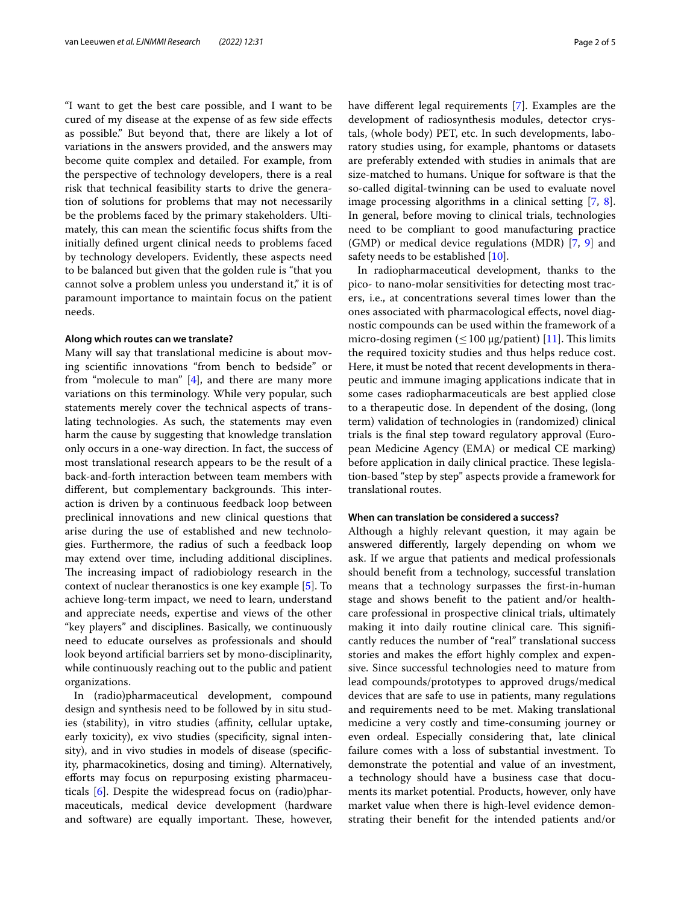"I want to get the best care possible, and I want to be cured of my disease at the expense of as few side effects as possible." But beyond that, there are likely a lot of variations in the answers provided, and the answers may become quite complex and detailed. For example, from the perspective of technology developers, there is a real risk that technical feasibility starts to drive the generation of solutions for problems that may not necessarily be the problems faced by the primary stakeholders. Ultimately, this can mean the scientific focus shifts from the initially defined urgent clinical needs to problems faced by technology developers. Evidently, these aspects need to be balanced but given that the golden rule is "that you cannot solve a problem unless you understand it," it is of paramount importance to maintain focus on the patient needs.

#### Along which routes can we translate?

Many will say that translational medicine is about moving scientific innovations "from bench to bedside" or from "molecule to man" [4], and there are many more variations on this terminology. While very popular, such statements merely cover the technical aspects of translating technologies. As such, the statements may even harm the cause by suggesting that knowledge translation only occurs in a one-way direction. In fact, the success of most translational research appears to be the result of a back-and-forth interaction between team members with different, but complementary backgrounds. This interaction is driven by a continuous feedback loop between preclinical innovations and new clinical questions that arise during the use of established and new technologies. Furthermore, the radius of such a feedback loop may extend over time, including additional disciplines. The increasing impact of radiobiology research in the context of nuclear theranostics is one key example [5]. To achieve long-term impact, we need to learn, understand and appreciate needs, expertise and views of the other "key players" and disciplines. Basically, we continuously need to educate ourselves as professionals and should look beyond artificial barriers set by mono-disciplinarity, while continuously reaching out to the public and patient organizations.

In (radio)pharmaceutical development, compound design and synthesis need to be followed by in situ studies (stability), in vitro studies (affinity, cellular uptake, early toxicity), ex vivo studies (specificity, signal intensity), and in vivo studies in models of disease (specificity, pharmacokinetics, dosing and timing). Alternatively, efforts may focus on repurposing existing pharmaceuticals [6]. Despite the widespread focus on (radio)pharmaceuticals, medical device development (hardware and software) are equally important. These, however, have different legal requirements [7]. Examples are the development of radiosynthesis modules, detector crystals, (whole body) PET, etc. In such developments, laboratory studies using, for example, phantoms or datasets are preferably extended with studies in animals that are size-matched to humans. Unique for software is that the so-called digital-twinning can be used to evaluate novel image processing algorithms in a clinical setting [7, 8]. In general, before moving to clinical trials, technologies need to be compliant to good manufacturing practice (GMP) or medical device regulations (MDR) [7, 9] and safety needs to be established [10].

In radiopharmaceutical development, thanks to the pico- to nano-molar sensitivities for detecting most tracers, i.e., at concentrations several times lower than the ones associated with pharmacological effects, novel diagnostic compounds can be used within the framework of a micro-dosing regimen ($\leq 100$ µg/patient) [11]. This limits the required toxicity studies and thus helps reduce cost. Here, it must be noted that recent developments in therapeutic and immune imaging applications indicate that in some cases radiopharmaceuticals are best applied close to a therapeutic dose. In dependent of the dosing, (long term) validation of technologies in (randomized) clinical trials is the final step toward regulatory approval (European Medicine Agency (EMA) or medical CE marking) before application in daily clinical practice. These legislation-based "step by step" aspects provide a framework for translational routes.

#### When can translation be considered a success?

Although a highly relevant question, it may again be answered differently, largely depending on whom we ask. If we argue that patients and medical professionals should benefit from a technology, successful translation means that a technology surpasses the first-in-human stage and shows benefit to the patient and/or healthcare professional in prospective clinical trials, ultimately making it into daily routine clinical care. This significantly reduces the number of "real" translational success stories and makes the effort highly complex and expensive. Since successful technologies need to mature from lead compounds/prototypes to approved drugs/medical devices that are safe to use in patients, many regulations and requirements need to be met. Making translational medicine a very costly and time-consuming journey or even ordeal. Especially considering that, late clinical failure comes with a loss of substantial investment. To demonstrate the potential and value of an investment, a technology should have a business case that documents its market potential. Products, however, only have market value when there is high-level evidence demonstrating their benefit for the intended patients and/or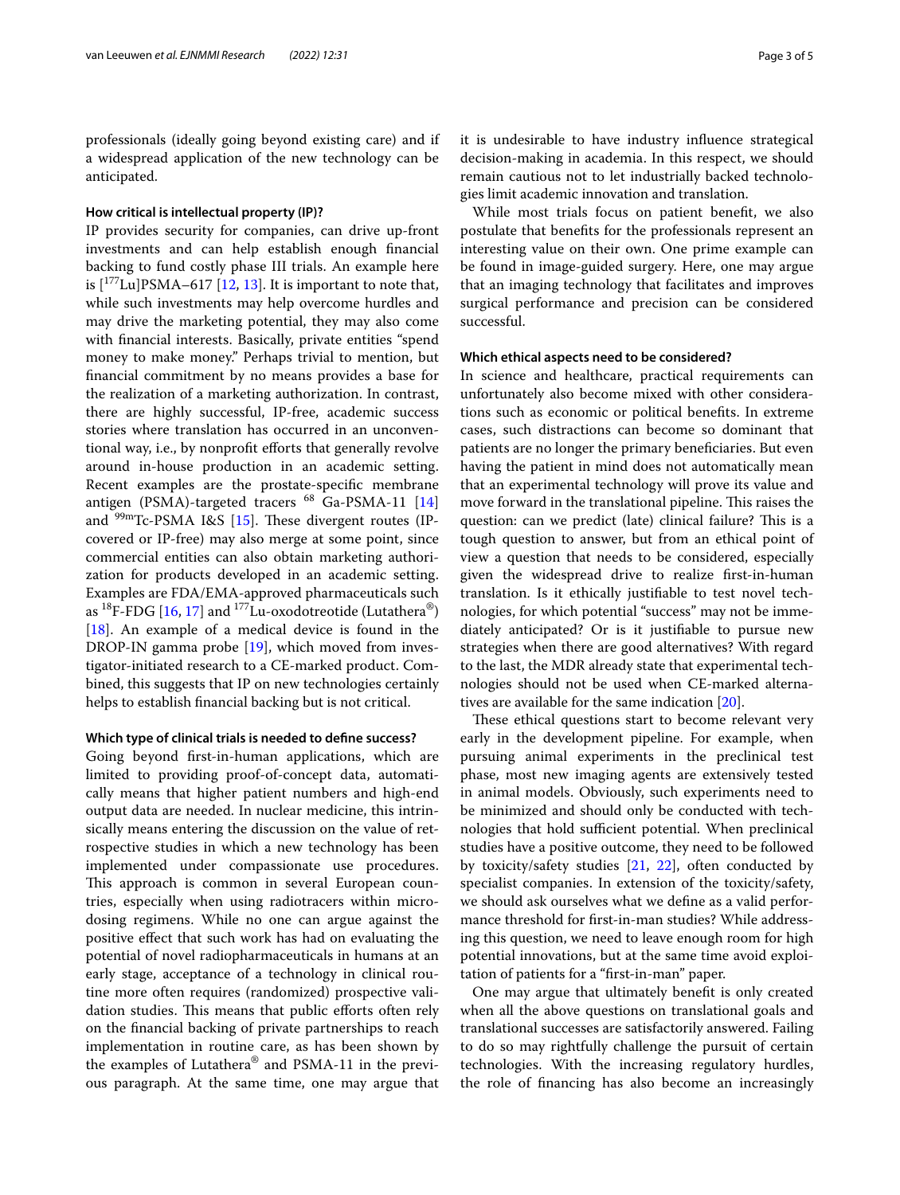professionals (ideally going beyond existing care) and if a widespread application of the new technology can be anticipated.

#### How critical is intellectual property (IP)?

IP provides security for companies, can drive up-front investments and can help establish enough financial backing to fund costly phase III trials. An example here is [$^{177}$Lu]PSMA–617 [12, 13]. It is important to note that, while such investments may help overcome hurdles and may drive the marketing potential, they may also come with financial interests. Basically, private entities "spend money to make money." Perhaps trivial to mention, but financial commitment by no means provides a base for the realization of a marketing authorization. In contrast, there are highly successful, IP-free, academic success stories where translation has occurred in an unconventional way, i.e., by nonprofit efforts that generally revolve around in-house production in an academic setting. Recent examples are the prostate-specific membrane antigen (PSMA)-targeted tracers $^{68}$ Ga-PSMA-11 [14] and $^{99m}$Tc-PSMA I&S [15]. These divergent routes (IP-covered or IP-free) may also merge at some point, since commercial entities can also obtain marketing authorization for products developed in an academic setting. Examples are FDA/EMA-approved pharmaceuticals such as $^{18}$F-FDG [16, 17] and $^{177}$Lu-oxodotreotide (Lutathera®) [18]. An example of a medical device is found in the DROP-IN gamma probe [19], which moved from investigator-initiated research to a CE-marked product. Combined, this suggests that IP on new technologies certainly helps to establish financial backing but is not critical.

#### Which type of clinical trials is needed to define success?

Going beyond first-in-human applications, which are limited to providing proof-of-concept data, automatically means that higher patient numbers and high-end output data are needed. In nuclear medicine, this intrinsically means entering the discussion on the value of retrospective studies in which a new technology has been implemented under compassionate use procedures. This approach is common in several European countries, especially when using radiotracers within microdosing regimens. While no one can argue against the positive effect that such work has had on evaluating the potential of novel radiopharmaceuticals in humans at an early stage, acceptance of a technology in clinical routine more often requires (randomized) prospective validation studies. This means that public efforts often rely on the financial backing of private partnerships to reach implementation in routine care, as has been shown by the examples of Lutathera® and PSMA-11 in the previous paragraph. At the same time, one may argue that it is undesirable to have industry influence strategical decision-making in academia. In this respect, we should remain cautious not to let industrially backed technologies limit academic innovation and translation.

While most trials focus on patient benefit, we also postulate that benefits for the professionals represent an interesting value on their own. One prime example can be found in image-guided surgery. Here, one may argue that an imaging technology that facilitates and improves surgical performance and precision can be considered successful.

#### Which ethical aspects need to be considered?

In science and healthcare, practical requirements can unfortunately also become mixed with other considerations such as economic or political benefits. In extreme cases, such distractions can become so dominant that patients are no longer the primary beneficiaries. But even having the patient in mind does not automatically mean that an experimental technology will prove its value and move forward in the translational pipeline. This raises the question: can we predict (late) clinical failure? This is a tough question to answer, but from an ethical point of view a question that needs to be considered, especially given the widespread drive to realize first-in-human translation. Is it ethically justifiable to test novel technologies, for which potential "success" may not be immediately anticipated? Or is it justifiable to pursue new strategies when there are good alternatives? With regard to the last, the MDR already state that experimental technologies should not be used when CE-marked alternatives are available for the same indication [20].

These ethical questions start to become relevant very early in the development pipeline. For example, when pursuing animal experiments in the preclinical test phase, most new imaging agents are extensively tested in animal models. Obviously, such experiments need to be minimized and should only be conducted with technologies that hold sufficient potential. When preclinical studies have a positive outcome, they need to be followed by toxicity/safety studies [21, 22], often conducted by specialist companies. In extension of the toxicity/safety, we should ask ourselves what we define as a valid performance threshold for first-in-man studies? While addressing this question, we need to leave enough room for high potential innovations, but at the same time avoid exploitation of patients for a "first-in-man" paper.

One may argue that ultimately benefit is only created when all the above questions on translational goals and translational successes are satisfactorily answered. Failing to do so may rightfully challenge the pursuit of certain technologies. With the increasing regulatory hurdles, the role of financing has also become an increasingly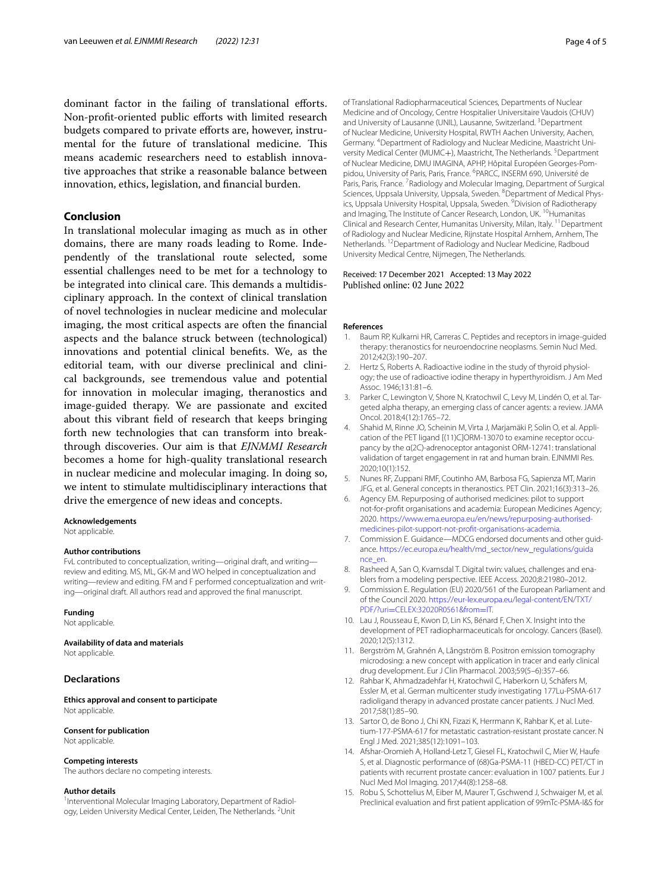dominant factor in the failing of translational efforts. Non-profit-oriented public efforts with limited research budgets compared to private efforts are, however, instrumental for the future of translational medicine. This means academic researchers need to establish innovative approaches that strike a reasonable balance between innovation, ethics, legislation, and financial burden.

## Conclusion

In translational molecular imaging as much as in other domains, there are many roads leading to Rome. Independently of the translational route selected, some essential challenges need to be met for a technology to be integrated into clinical care. This demands a multidisciplinary approach. In the context of clinical translation of novel technologies in nuclear medicine and molecular imaging, the most critical aspects are often the financial aspects and the balance struck between (technological) innovations and potential clinical benefits. We, as the editorial team, with our diverse preclinical and clinical backgrounds, see tremendous value and potential for innovation in molecular imaging, theranostics and image-guided therapy. We are passionate and excited about this vibrant field of research that keeps bringing forth new technologies that can transform into breakthrough discoveries. Our aim is that *EJNMMI Research* becomes a home for high-quality translational research in nuclear medicine and molecular imaging. In doing so, we intent to stimulate multidisciplinary interactions that drive the emergence of new ideas and concepts.

#### Acknowledgements
Not applicable.

#### Author contributions
FvL contributed to conceptualization, writing—original draft, and writing—review and editing. MS, ML, GK-M and WO helped in conceptualization and writing—review and editing. FM and F performed conceptualization and writing—original draft. All authors read and approved the final manuscript.

#### Funding
Not applicable.

#### Availability of data and materials
Not applicable.

### Declarations

#### Ethics approval and consent to participate
Not applicable.

#### Consent for publication
Not applicable.

#### Competing interests
The authors declare no competing interests.

#### Author details
[1]Interventional Molecular Imaging Laboratory, Department of Radiology, Leiden University Medical Center, Leiden, The Netherlands. [2]Unit of Translational Radiopharmaceutical Sciences, Departments of Nuclear Medicine and of Oncology, Centre Hospitalier Universitaire Vaudois (CHUV) and University of Lausanne (UNIL), Lausanne, Switzerland. [3]Department of Nuclear Medicine, University Hospital, RWTH Aachen University, Aachen, Germany. [4]Department of Radiology and Nuclear Medicine, Maastricht University Medical Center (MUMC+), Maastricht, The Netherlands. [5]Department of Nuclear Medicine, DMU IMAGINA, APHP, Hôpital Européen Georges-Pompidou, University of Paris, Paris, France. [6]PARCC, INSERM 690, Université de Paris, Paris, France. [7]Radiology and Molecular Imaging, Department of Surgical Sciences, Uppsala University, Uppsala, Sweden. [8]Department of Medical Physics, Uppsala University Hospital, Uppsala, Sweden. [9]Division of Radiotherapy and Imaging, The Institute of Cancer Research, London, UK. [10]Humanitas Clinical and Research Center, Humanitas University, Milan, Italy. [11]Department of Radiology and Nuclear Medicine, Rijnstate Hospital Arnhem, Arnhem, The Netherlands. [12]Department of Radiology and Nuclear Medicine, Radboud University Medical Centre, Nijmegen, The Netherlands.

Received: 17 December 2021 Accepted: 13 May 2022
Published online: 02 June 2022

#### References

1. Baum RP, Kulkarni HR, Carreras C. Peptides and receptors in image-guided therapy: theranostics for neuroendocrine neoplasms. Semin Nucl Med. 2012;42(3):190–207.
2. Hertz S, Roberts A. Radioactive iodine in the study of thyroid physiology; the use of radioactive iodine therapy in hyperthyroidism. J Am Med Assoc. 1946;131:81–6.
3. Parker C, Lewington V, Shore N, Kratochwil C, Levy M, Lindén O, et al. Targeted alpha therapy, an emerging class of cancer agents: a review. JAMA Oncol. 2018;4(12):1765–72.
4. Shahid M, Rinne JO, Scheinin M, Virta J, Marjamäki P, Solin O, et al. Application of the PET ligand [(11)C]ORM-13070 to examine receptor occupancy by the α(2C)-adrenoceptor antagonist ORM-12741: translational validation of target engagement in rat and human brain. EJNMMI Res. 2020;10(1):152.
5. Nunes RF, Zuppani RMF, Coutinho AM, Barbosa FG, Sapienza MT, Marin JFG, et al. General concepts in theranostics. PET Clin. 2021;16(3):313–26.
6. Agency EM. Repurposing of authorised medicines: pilot to support not-for-profit organisations and academia: European Medicines Agency; 2020. https://www.ema.europa.eu/en/news/repurposing-authorised-medicines-pilot-support-not-profit-organisations-academia.
7. Commission E. Guidance—MDCG endorsed documents and other guidance. https://ec.europa.eu/health/md_sector/new_regulations/guidance_en.
8. Rasheed A, San O, Kvamsdal T. Digital twin: values, challenges and enablers from a modeling perspective. IEEE Access. 2020;8:21980–2012.
9. Commission E. Regulation (EU) 2020/561 of the European Parliament and of the Council 2020. https://eur-lex.europa.eu/legal-content/EN/TXT/PDF/?uri=CELEX:32020R0561&from=IT.
10. Lau J, Rousseau E, Kwon D, Lin KS, Bénard F, Chen X. Insight into the development of PET radiopharmaceuticals for oncology. Cancers (Basel). 2020;12(5):1312.
11. Bergström M, Grahnén A, Långström B. Positron emission tomography microdosing: a new concept with application in tracer and early clinical drug development. Eur J Clin Pharmacol. 2003;59(5–6):357–66.
12. Rahbar K, Ahmadzadehfar H, Kratochwil C, Haberkorn U, Schäfers M, Essler M, et al. German multicenter study investigating 177Lu-PSMA-617 radioligand therapy in advanced prostate cancer patients. J Nucl Med. 2017;58(1):85–90.
13. Sartor O, de Bono J, Chi KN, Fizazi K, Herrmann K, Rahbar K, et al. Lutetium-177-PSMA-617 for metastatic castration-resistant prostate cancer. N Engl J Med. 2021;385(12):1091–103.
14. Afshar-Oromieh A, Holland-Letz T, Giesel FL, Kratochwil C, Mier W, Haufe S, et al. Diagnostic performance of (68)Ga-PSMA-11 (HBED-CC) PET/CT in patients with recurrent prostate cancer: evaluation in 1007 patients. Eur J Nucl Med Mol Imaging. 2017;44(8):1258–68.
15. Robu S, Schottelius M, Eiber M, Maurer T, Gschwend J, Schwaiger M, et al. Preclinical evaluation and first patient application of 99mTc-PSMA-I&S for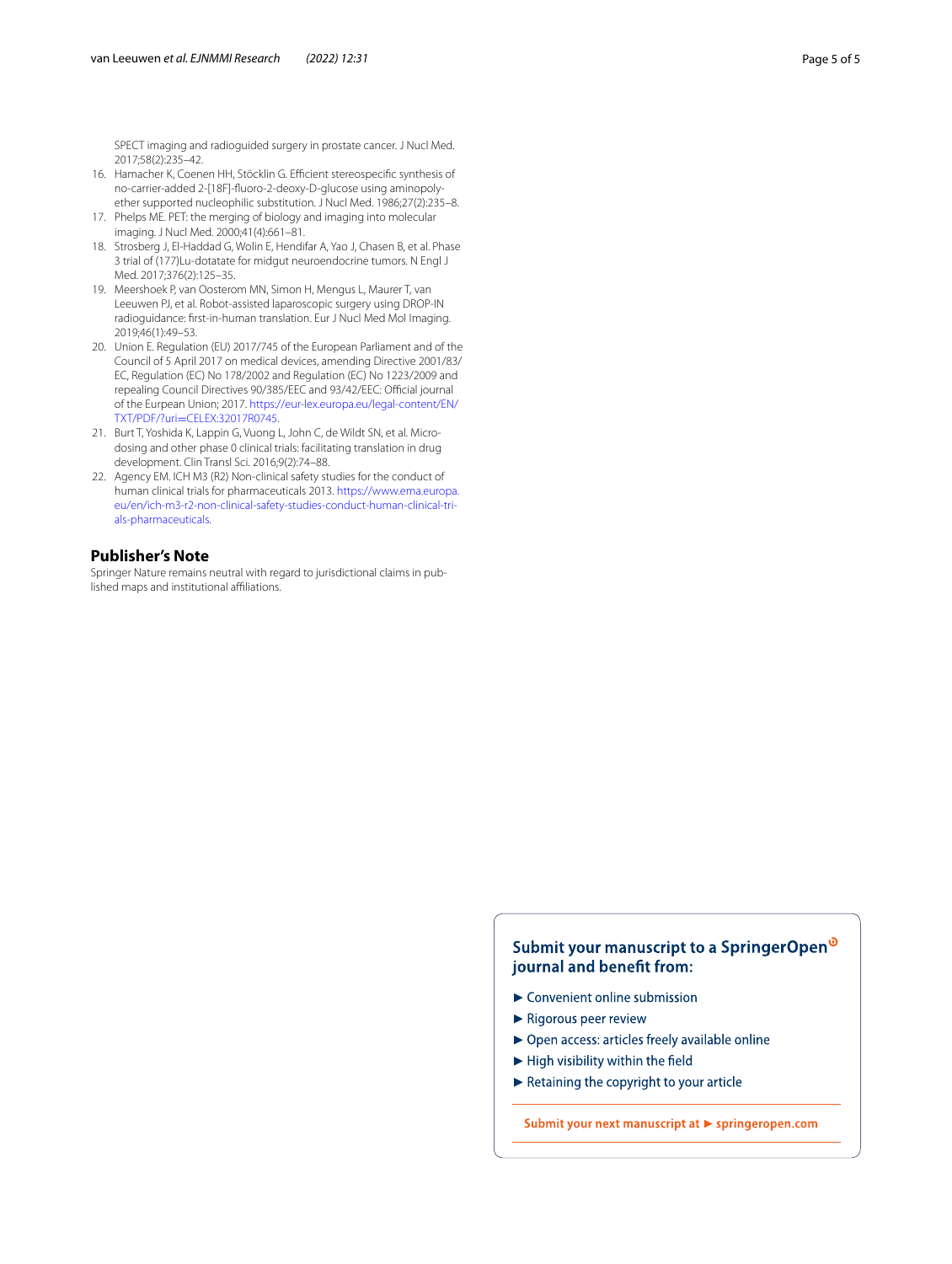SPECT imaging and radioguided surgery in prostate cancer. J Nucl Med. 2017;58(2):235–42.

16. Hamacher K, Coenen HH, Stöcklin G. Efficient stereospecific synthesis of no-carrier-added 2-[18F]-fluoro-2-deoxy-D-glucose using aminopolyether supported nucleophilic substitution. J Nucl Med. 1986;27(2):235–8.
17. Phelps ME. PET: the merging of biology and imaging into molecular imaging. J Nucl Med. 2000;41(4):661–81.
18. Strosberg J, El-Haddad G, Wolin E, Hendifar A, Yao J, Chasen B, et al. Phase 3 trial of (177)Lu-dotatate for midgut neuroendocrine tumors. N Engl J Med. 2017;376(2):125–35.
19. Meershoek P, van Oosterom MN, Simon H, Mengus L, Maurer T, van Leeuwen PJ, et al. Robot-assisted laparoscopic surgery using DROP-IN radioguidance: first-in-human translation. Eur J Nucl Med Mol Imaging. 2019;46(1):49–53.
20. Union E. Regulation (EU) 2017/745 of the European Parliament and of the Council of 5 April 2017 on medical devices, amending Directive 2001/83/EC, Regulation (EC) No 178/2002 and Regulation (EC) No 1223/2009 and repealing Council Directives 90/385/EEC and 93/42/EEC: Official journal of the Eurpean Union; 2017. https://eur-lex.europa.eu/legal-content/EN/TXT/PDF/?uri=CELEX:32017R0745.
21. Burt T, Yoshida K, Lappin G, Vuong L, John C, de Wildt SN, et al. Microdosing and other phase 0 clinical trials: facilitating translation in drug development. Clin Transl Sci. 2016;9(2):74–88.
22. Agency EM. ICH M3 (R2) Non-clinical safety studies for the conduct of human clinical trials for pharmaceuticals 2013. https://www.ema.europa.eu/en/ich-m3-r2-non-clinical-safety-studies-conduct-human-clinical-trials-pharmaceuticals.

## Publisher's Note

Springer Nature remains neutral with regard to jurisdictional claims in published maps and institutional affiliations.

**Submit your manuscript to a SpringerOpen journal and benefit from:**

- Convenient online submission
- Rigorous peer review
- Open access: articles freely available online
- High visibility within the field
- Retaining the copyright to your article

**Submit your next manuscript at ▶ springeropen.com**